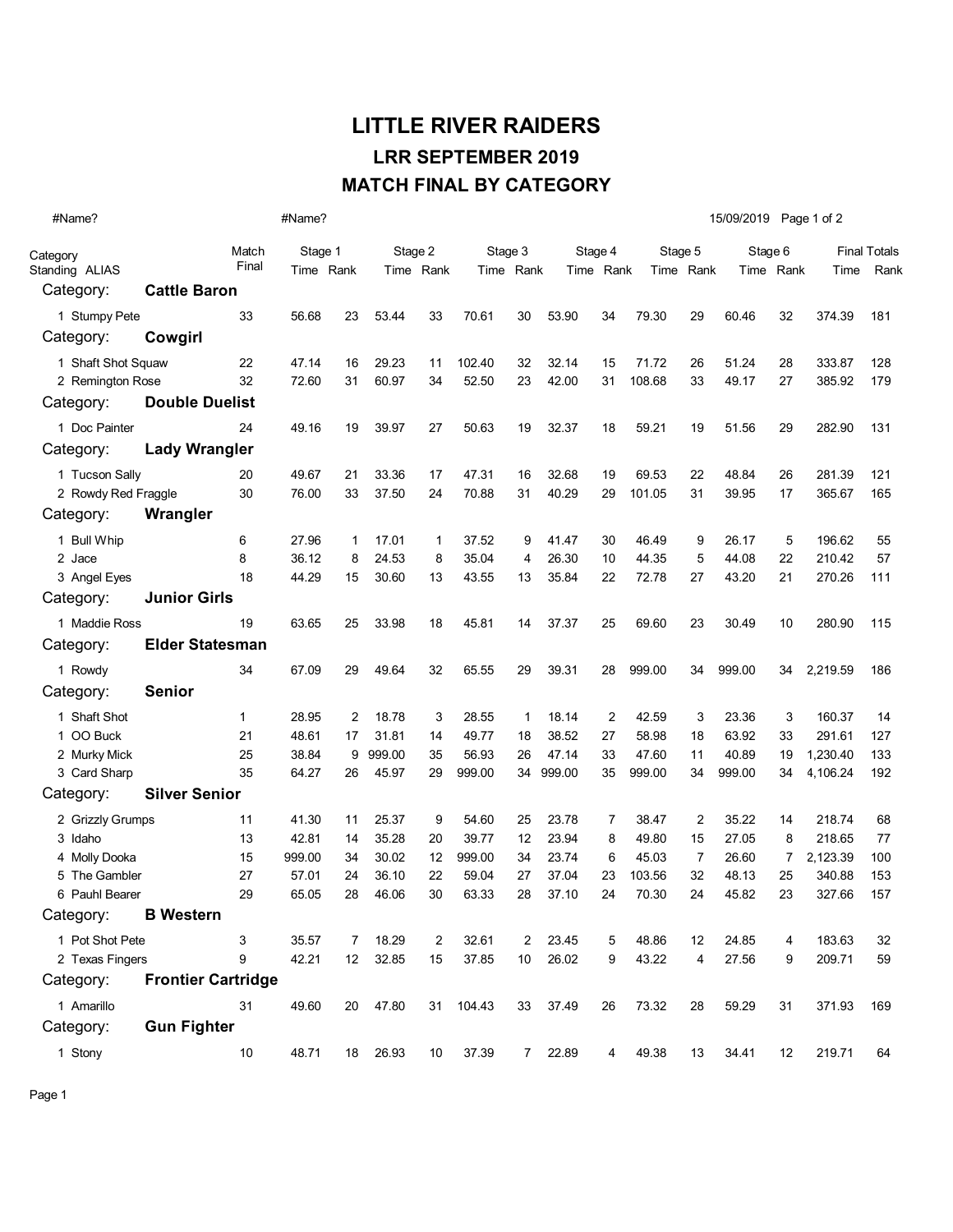# LITTLE RIVER RAIDERS

## LRR SEPTEMBER 2019

## MATCH FINAL BY CATEGORY

#Name? #Name? 15/09/2019

| Category Standing | ALIAS | Match Final | Stage 1 Time | Stage 1 Rank | Stage 2 Time | Stage 2 Rank | Stage 3 Time | Stage 3 Rank | Stage 4 Time | Stage 4 Rank | Stage 5 Time | Stage 5 Rank | Stage 6 Time | Stage 6 Rank | Final Totals Time | Final Totals Rank |
|---|---|---|---|---|---|---|---|---|---|---|---|---|---|---|---|---|
| **Category:** | **Cattle Baron** | | | | | | | | | | | | | | | |
| 1 | Stumpy Pete | 33 | 56.68 | 23 | 53.44 | 33 | 70.61 | 30 | 53.90 | 34 | 79.30 | 29 | 60.46 | 32 | 374.39 | 181 |
| **Category:** | **Cowgirl** | | | | | | | | | | | | | | | |
| 1 | Shaft Shot Squaw | 22 | 47.14 | 16 | 29.23 | 11 | 102.40 | 32 | 32.14 | 15 | 71.72 | 26 | 51.24 | 28 | 333.87 | 128 |
| 2 | Remington Rose | 32 | 72.60 | 31 | 60.97 | 34 | 52.50 | 23 | 42.00 | 31 | 108.68 | 33 | 49.17 | 27 | 385.92 | 179 |
| **Category:** | **Double Duelist** | | | | | | | | | | | | | | | |
| 1 | Doc Painter | 24 | 49.16 | 19 | 39.97 | 27 | 50.63 | 19 | 32.37 | 18 | 59.21 | 19 | 51.56 | 29 | 282.90 | 131 |
| **Category:** | **Lady Wrangler** | | | | | | | | | | | | | | | |
| 1 | Tucson Sally | 20 | 49.67 | 21 | 33.36 | 17 | 47.31 | 16 | 32.68 | 19 | 69.53 | 22 | 48.84 | 26 | 281.39 | 121 |
| 2 | Rowdy Red Fraggle | 30 | 76.00 | 33 | 37.50 | 24 | 70.88 | 31 | 40.29 | 29 | 101.05 | 31 | 39.95 | 17 | 365.67 | 165 |
| **Category:** | **Wrangler** | | | | | | | | | | | | | | | |
| 1 | Bull Whip | 6 | 27.96 | 1 | 17.01 | 1 | 37.52 | 9 | 41.47 | 30 | 46.49 | 9 | 26.17 | 5 | 196.62 | 55 |
| 2 | Jace | 8 | 36.12 | 8 | 24.53 | 8 | 35.04 | 4 | 26.30 | 10 | 44.35 | 5 | 44.08 | 22 | 210.42 | 57 |
| 3 | Angel Eyes | 18 | 44.29 | 15 | 30.60 | 13 | 43.55 | 13 | 35.84 | 22 | 72.78 | 27 | 43.20 | 21 | 270.26 | 111 |
| **Category:** | **Junior Girls** | | | | | | | | | | | | | | | |
| 1 | Maddie Ross | 19 | 63.65 | 25 | 33.98 | 18 | 45.81 | 14 | 37.37 | 25 | 69.60 | 23 | 30.49 | 10 | 280.90 | 115 |
| **Category:** | **Elder Statesman** | | | | | | | | | | | | | | | |
| 1 | Rowdy | 34 | 67.09 | 29 | 49.64 | 32 | 65.55 | 29 | 39.31 | 28 | 999.00 | 34 | 999.00 | 34 | 2,219.59 | 186 |
| **Category:** | **Senior** | | | | | | | | | | | | | | | |
| 1 | Shaft Shot | 1 | 28.95 | 2 | 18.78 | 3 | 28.55 | 1 | 18.14 | 2 | 42.59 | 3 | 23.36 | 3 | 160.37 | 14 |
| 1 | OO Buck | 21 | 48.61 | 17 | 31.81 | 14 | 49.77 | 18 | 38.52 | 27 | 58.98 | 18 | 63.92 | 33 | 291.61 | 127 |
| 2 | Murky Mick | 25 | 38.84 | 9 | 999.00 | 35 | 56.93 | 26 | 47.14 | 33 | 47.60 | 11 | 40.89 | 19 | 1,230.40 | 133 |
| 3 | Card Sharp | 35 | 64.27 | 26 | 45.97 | 29 | 999.00 | 34 | 999.00 | 35 | 999.00 | 34 | 999.00 | 34 | 4,106.24 | 192 |
| **Category:** | **Silver Senior** | | | | | | | | | | | | | | | |
| 2 | Grizzly Grumps | 11 | 41.30 | 11 | 25.37 | 9 | 54.60 | 25 | 23.78 | 7 | 38.47 | 2 | 35.22 | 14 | 218.74 | 68 |
| 3 | Idaho | 13 | 42.81 | 14 | 35.28 | 20 | 39.77 | 12 | 23.94 | 8 | 49.80 | 15 | 27.05 | 8 | 218.65 | 77 |
| 4 | Molly Dooka | 15 | 999.00 | 34 | 30.02 | 12 | 999.00 | 34 | 23.74 | 6 | 45.03 | 7 | 26.60 | 7 | 2,123.39 | 100 |
| 5 | The Gambler | 27 | 57.01 | 24 | 36.10 | 22 | 59.04 | 27 | 37.04 | 23 | 103.56 | 32 | 48.13 | 25 | 340.88 | 153 |
| 6 | Pauhl Bearer | 29 | 65.05 | 28 | 46.06 | 30 | 63.33 | 28 | 37.10 | 24 | 70.30 | 24 | 45.82 | 23 | 327.66 | 157 |
| **Category:** | **B Western** | | | | | | | | | | | | | | | |
| 1 | Pot Shot Pete | 3 | 35.57 | 7 | 18.29 | 2 | 32.61 | 2 | 23.45 | 5 | 48.86 | 12 | 24.85 | 4 | 183.63 | 32 |
| 2 | Texas Fingers | 9 | 42.21 | 12 | 32.85 | 15 | 37.85 | 10 | 26.02 | 9 | 43.22 | 4 | 27.56 | 9 | 209.71 | 59 |
| **Category:** | **Frontier Cartridge** | | | | | | | | | | | | | | | |
| 1 | Amarillo | 31 | 49.60 | 20 | 47.80 | 31 | 104.43 | 33 | 37.49 | 26 | 73.32 | 28 | 59.29 | 31 | 371.93 | 169 |
| **Category:** | **Gun Fighter** | | | | | | | | | | | | | | | |
| 1 | Stony | 10 | 48.71 | 18 | 26.93 | 10 | 37.39 | 7 | 22.89 | 4 | 49.38 | 13 | 34.41 | 12 | 219.71 | 64 |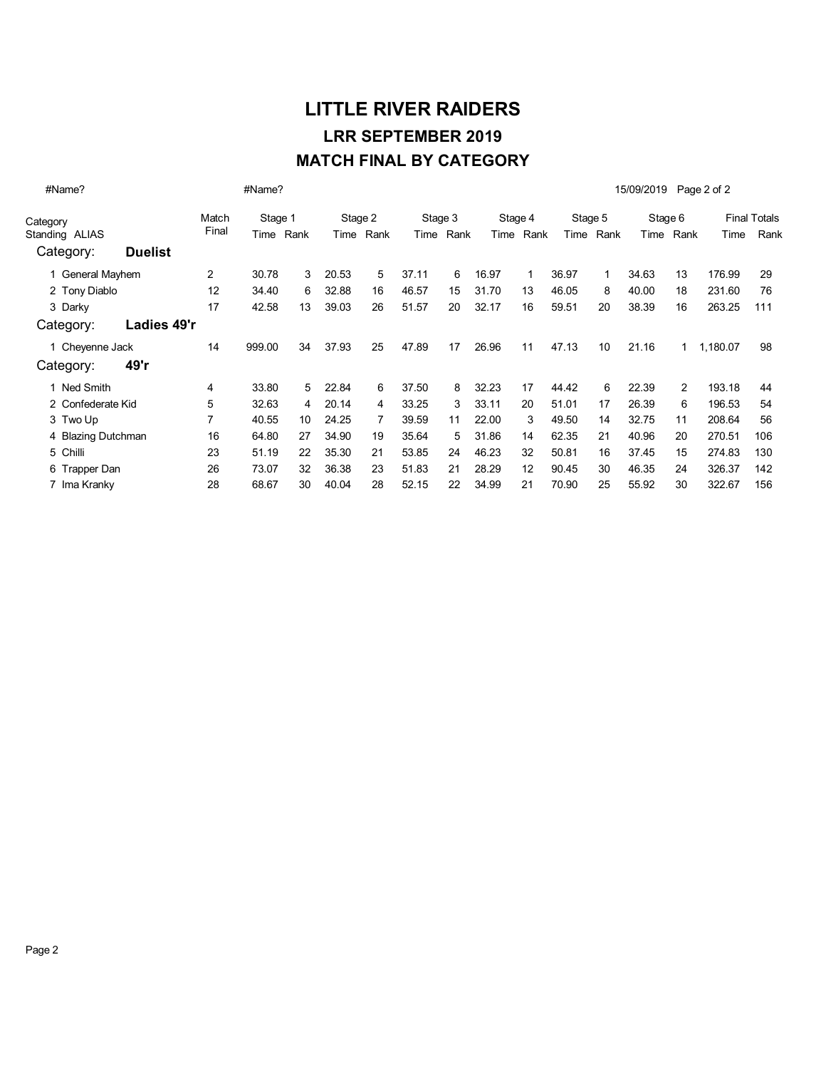# LITTLE RIVER RAIDERS

## LRR SEPTEMBER 2019

## MATCH FINAL BY CATEGORY

#Name? #Name? 15/09/2019

| Category Standing | ALIAS | Match Final | Stage 1 Time | Stage 1 Rank | Stage 2 Time | Stage 2 Rank | Stage 3 Time | Stage 3 Rank | Stage 4 Time | Stage 4 Rank | Stage 5 Time | Stage 5 Rank | Stage 6 Time | Stage 6 Rank | Final Totals Time | Final Totals Rank |
|---|---|---|---|---|---|---|---|---|---|---|---|---|---|---|---|---|
| **Category: Duelist** | | | | | | | | | | | | | | | | |
| 1 | General Mayhem | 2 | 30.78 | 3 | 20.53 | 5 | 37.11 | 6 | 16.97 | 1 | 36.97 | 1 | 34.63 | 13 | 176.99 | 29 |
| 2 | Tony Diablo | 12 | 34.40 | 6 | 32.88 | 16 | 46.57 | 15 | 31.70 | 13 | 46.05 | 8 | 40.00 | 18 | 231.60 | 76 |
| 3 | Darky | 17 | 42.58 | 13 | 39.03 | 26 | 51.57 | 20 | 32.17 | 16 | 59.51 | 20 | 38.39 | 16 | 263.25 | 111 |
| **Category: Ladies 49'r** | | | | | | | | | | | | | | | | |
| 1 | Cheyenne Jack | 14 | 999.00 | 34 | 37.93 | 25 | 47.89 | 17 | 26.96 | 11 | 47.13 | 10 | 21.16 | 1 | 1,180.07 | 98 |
| **Category: 49'r** | | | | | | | | | | | | | | | | |
| 1 | Ned Smith | 4 | 33.80 | 5 | 22.84 | 6 | 37.50 | 8 | 32.23 | 17 | 44.42 | 6 | 22.39 | 2 | 193.18 | 44 |
| 2 | Confederate Kid | 5 | 32.63 | 4 | 20.14 | 4 | 33.25 | 3 | 33.11 | 20 | 51.01 | 17 | 26.39 | 6 | 196.53 | 54 |
| 3 | Two Up | 7 | 40.55 | 10 | 24.25 | 7 | 39.59 | 11 | 22.00 | 3 | 49.50 | 14 | 32.75 | 11 | 208.64 | 56 |
| 4 | Blazing Dutchman | 16 | 64.80 | 27 | 34.90 | 19 | 35.64 | 5 | 31.86 | 14 | 62.35 | 21 | 40.96 | 20 | 270.51 | 106 |
| 5 | Chilli | 23 | 51.19 | 22 | 35.30 | 21 | 53.85 | 24 | 46.23 | 32 | 50.81 | 16 | 37.45 | 15 | 274.83 | 130 |
| 6 | Trapper Dan | 26 | 73.07 | 32 | 36.38 | 23 | 51.83 | 21 | 28.29 | 12 | 90.45 | 30 | 46.35 | 24 | 326.37 | 142 |
| 7 | Ima Kranky | 28 | 68.67 | 30 | 40.04 | 28 | 52.15 | 22 | 34.99 | 21 | 70.90 | 25 | 55.92 | 30 | 322.67 | 156 |